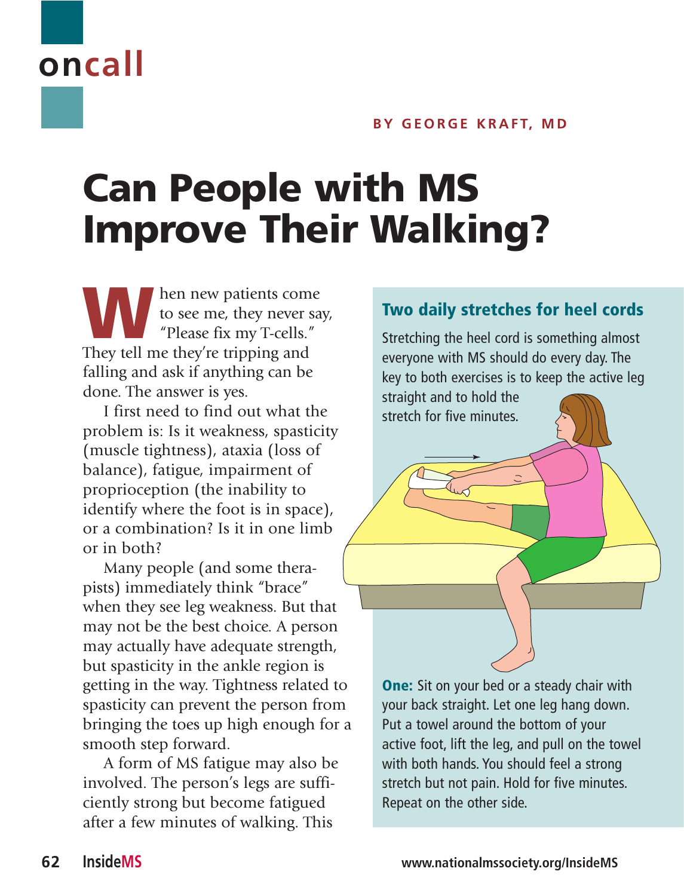oncall

BY GEORGE KRAFT, MD

# Can People with MS Improve Their Walking?

When new patients come to see me, they never say, "Please fix my T-cells." They tell me they're tripping and falling and ask if anything can be done. The answer is yes.

I first need to find out what the problem is: Is it weakness, spasticity (muscle tightness), ataxia (loss of balance), fatigue, impairment of proprioception (the inability to identify where the foot is in space), or a combination? Is it in one limb or in both?

Many people (and some therapists) immediately think "brace" when they see leg weakness. But that may not be the best choice. A person may actually have adequate strength, but spasticity in the ankle region is getting in the way. Tightness related to spasticity can prevent the person from bringing the toes up high enough for a smooth step forward.

A form of MS fatigue may also be involved. The person's legs are sufficiently strong but become fatigued after a few minutes of walking. This

## Two daily stretches for heel cords

Stretching the heel cord is something almost everyone with MS should do every day. The key to both exercises is to keep the active leg straight and to hold the stretch for five minutes.

**One:** Sit on your bed or a steady chair with your back straight. Let one leg hang down. Put a towel around the bottom of your active foot, lift the leg, and pull on the towel with both hands. You should feel a strong stretch but not pain. Hold for five minutes. Repeat on the other side.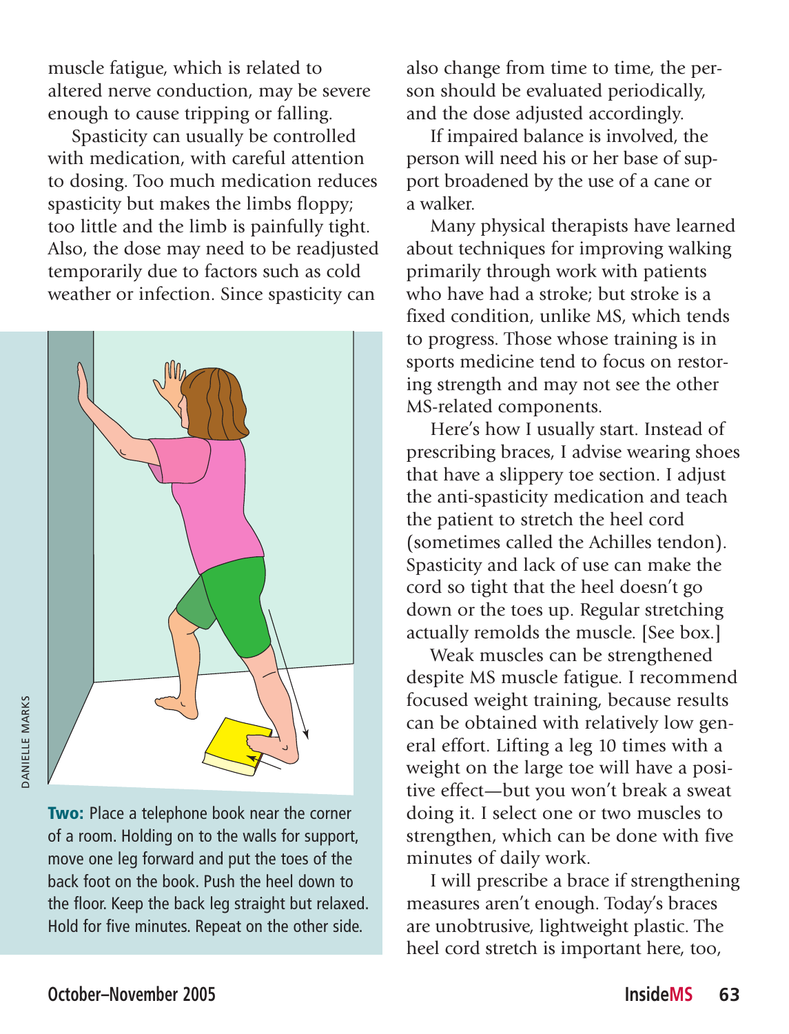muscle fatigue, which is related to altered nerve conduction, may be severe enough to cause tripping or falling.

Spasticity can usually be controlled with medication, with careful attention to dosing. Too much medication reduces spasticity but makes the limbs floppy; too little and the limb is painfully tight. Also, the dose may need to be readjusted temporarily due to factors such as cold weather or infection. Since spasticity can also change from time to time, the person should be evaluated periodically, and the dose adjusted accordingly.

If impaired balance is involved, the person will need his or her base of support broadened by the use of a cane or a walker.

Many physical therapists have learned about techniques for improving walking primarily through work with patients who have had a stroke; but stroke is a fixed condition, unlike MS, which tends to progress. Those whose training is in sports medicine tend to focus on restoring strength and may not see the other MS-related components.

Here's how I usually start. Instead of prescribing braces, I advise wearing shoes that have a slippery toe section. I adjust the anti-spasticity medication and teach the patient to stretch the heel cord (sometimes called the Achilles tendon). Spasticity and lack of use can make the cord so tight that the heel doesn't go down or the toes up. Regular stretching actually remolds the muscle. [See box.]

Weak muscles can be strengthened despite MS muscle fatigue. I recommend focused weight training, because results can be obtained with relatively low general effort. Lifting a leg 10 times with a weight on the large toe will have a positive effect—but you won't break a sweat doing it. I select one or two muscles to strengthen, which can be done with five minutes of daily work.

I will prescribe a brace if strengthening measures aren't enough. Today's braces are unobtrusive, lightweight plastic. The heel cord stretch is important here, too,

DANIELLE MARKS

**Two:** Place a telephone book near the corner of a room. Holding on to the walls for support, move one leg forward and put the toes of the back foot on the book. Push the heel down to the floor. Keep the back leg straight but relaxed. Hold for five minutes. Repeat on the other side.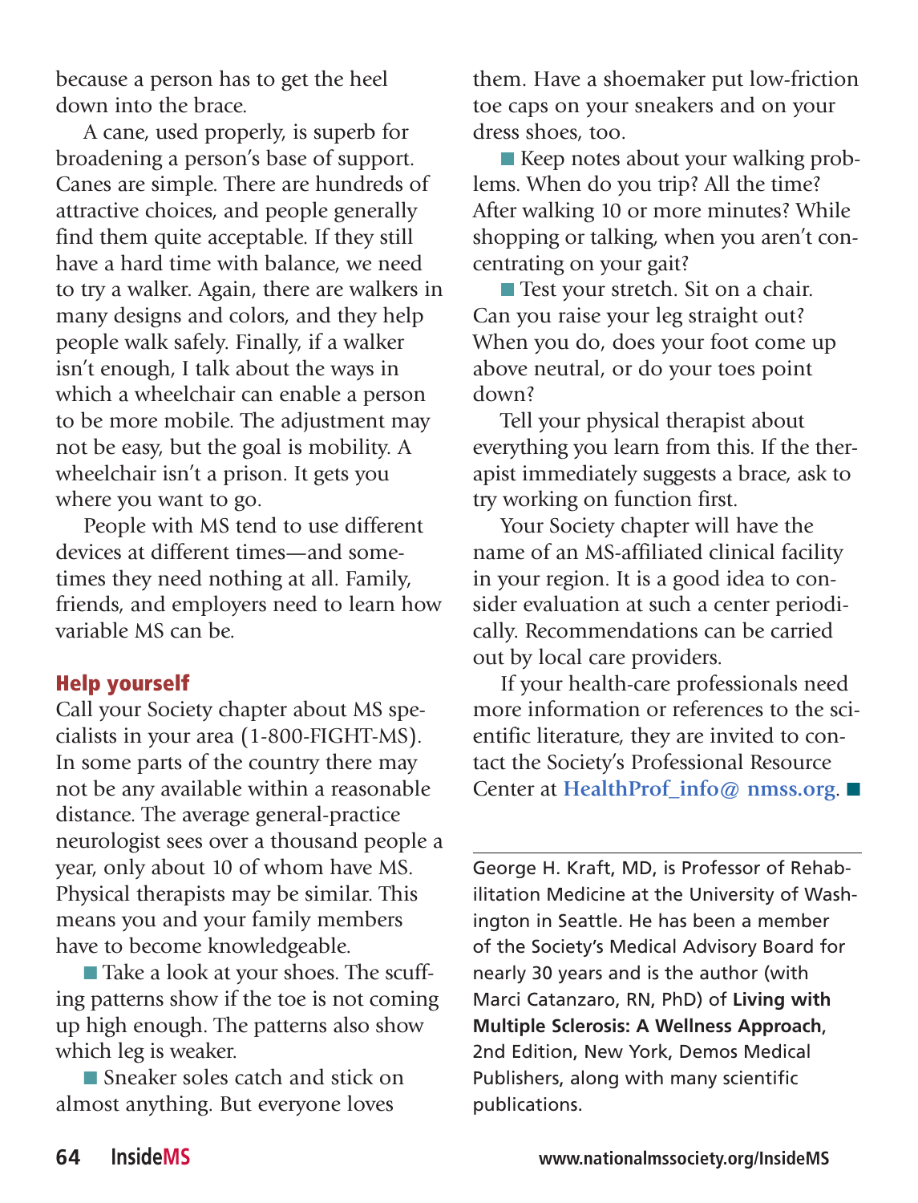because a person has to get the heel down into the brace.

A cane, used properly, is superb for broadening a person's base of support. Canes are simple. There are hundreds of attractive choices, and people generally find them quite acceptable. If they still have a hard time with balance, we need to try a walker. Again, there are walkers in many designs and colors, and they help people walk safely. Finally, if a walker isn't enough, I talk about the ways in which a wheelchair can enable a person to be more mobile. The adjustment may not be easy, but the goal is mobility. A wheelchair isn't a prison. It gets you where you want to go.

People with MS tend to use different devices at different times—and sometimes they need nothing at all. Family, friends, and employers need to learn how variable MS can be.

## Help yourself

Call your Society chapter about MS specialists in your area (1-800-FIGHT-MS). In some parts of the country there may not be any available within a reasonable distance. The average general-practice neurologist sees over a thousand people a year, only about 10 of whom have MS. Physical therapists may be similar. This means you and your family members have to become knowledgeable.

- Take a look at your shoes. The scuffing patterns show if the toe is not coming up high enough. The patterns also show which leg is weaker.
- Sneaker soles catch and stick on almost anything. But everyone loves them. Have a shoemaker put low-friction toe caps on your sneakers and on your dress shoes, too.
- Keep notes about your walking problems. When do you trip? All the time? After walking 10 or more minutes? While shopping or talking, when you aren't concentrating on your gait?
- Test your stretch. Sit on a chair. Can you raise your leg straight out? When you do, does your foot come up above neutral, or do your toes point down?

Tell your physical therapist about everything you learn from this. If the therapist immediately suggests a brace, ask to try working on function first.

Your Society chapter will have the name of an MS-affiliated clinical facility in your region. It is a good idea to consider evaluation at such a center periodically. Recommendations can be carried out by local care providers.

If your health-care professionals need more information or references to the scientific literature, they are invited to contact the Society's Professional Resource Center at **HealthProf_info@ nmss.org**. ■

---

George H. Kraft, MD, is Professor of Rehabilitation Medicine at the University of Washington in Seattle. He has been a member of the Society's Medical Advisory Board for nearly 30 years and is the author (with Marci Catanzaro, RN, PhD) of **Living with Multiple Sclerosis: A Wellness Approach**, 2nd Edition, New York, Demos Medical Publishers, along with many scientific publications.